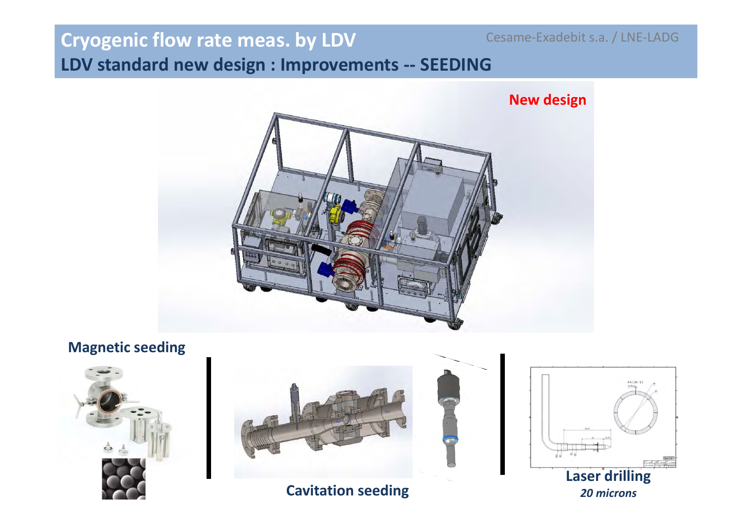# Cryogenic flow rate meas. by LDV

Cesame-Exadebit s.a. / LNE-LADG

## LDV standard new design : Improvements -- SEEDING

**New design**

**Magnetic seeding**

**Cavitation seeding**

**Laser drilling**

*20 microns*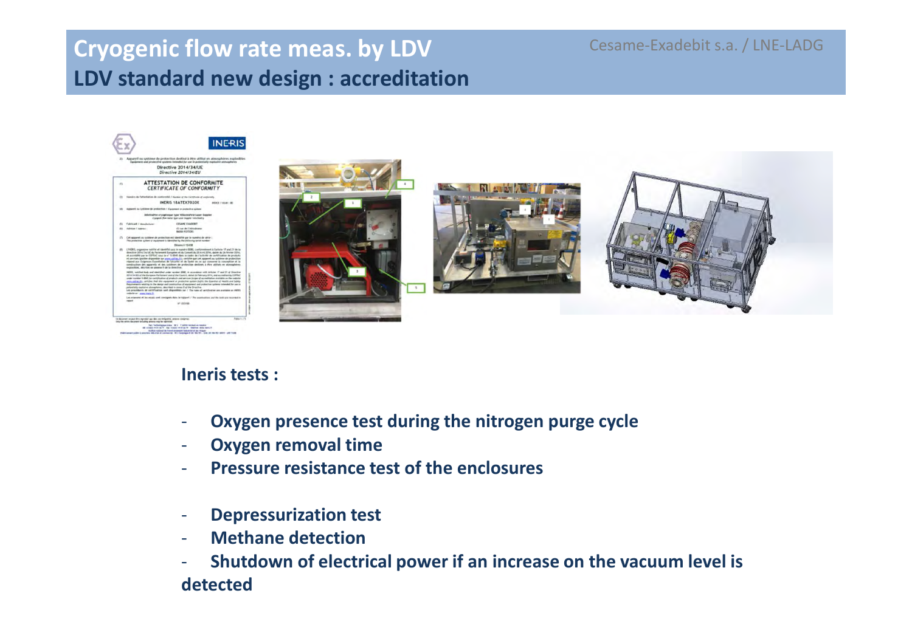# Cryogenic flow rate meas. by LDV

## LDV standard new design : accreditation

**Ineris tests :**

- **Oxygen presence test during the nitrogen purge cycle**
- **Oxygen removal time**
- **Pressure resistance test of the enclosures**

- **Depressurization test**
- **Methane detection**
- **Shutdown of electrical power if an increase on the vacuum level is detected**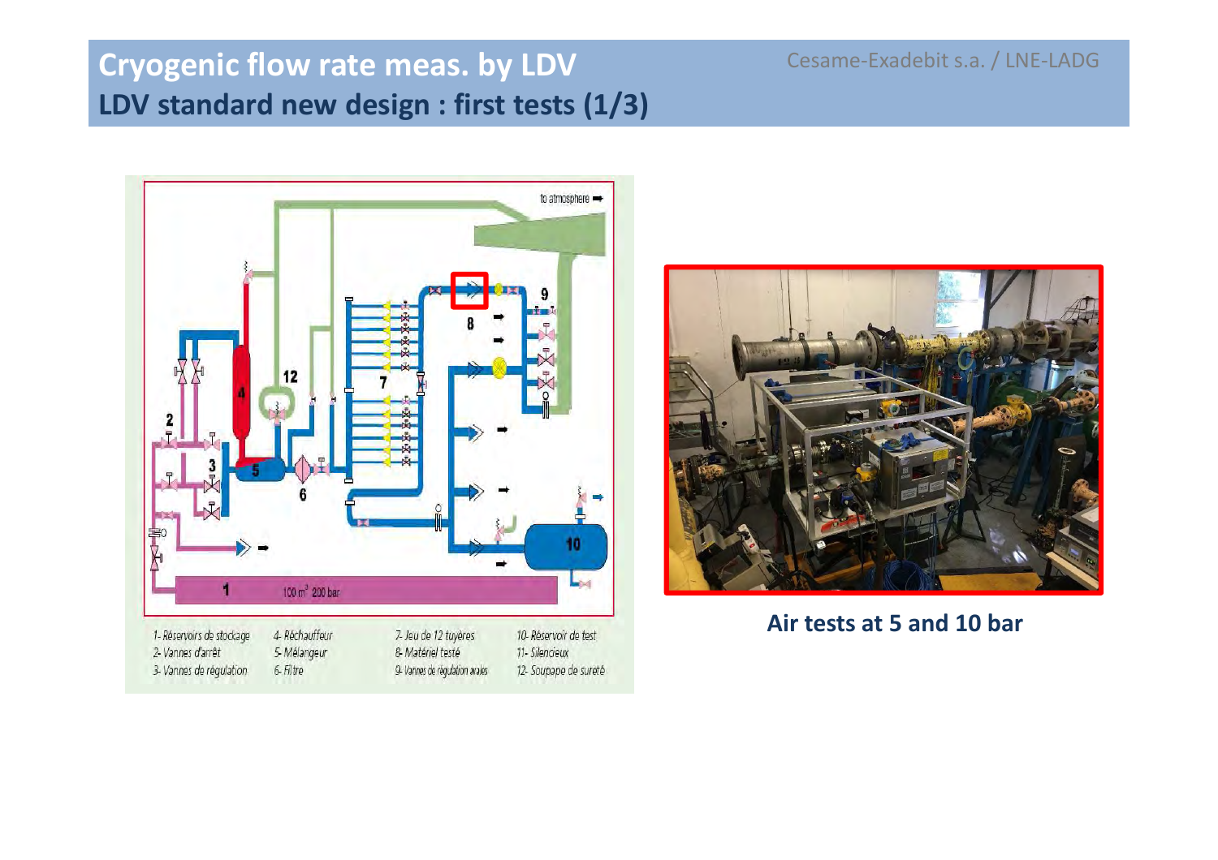# Cryogenic flow rate meas. by LDV

## LDV standard new design : first tests (1/3)

Cesame-Exadebit s.a. / LNE-LADG

to atmosphere

100 m³ 200 bar

1- Réservoirs de stockage
2- Vannes d'arrêt
3- Vannes de régulation
4- Réchauffeur
5- Mélangeur
6- Filtre
7- Jeu de 12 tuyères
8- Matériel testé
9- Vannes de régulation avales
10- Réservoir de test
11- Silencieux
12- Soupape de sureté

**Air tests at 5 and 10 bar**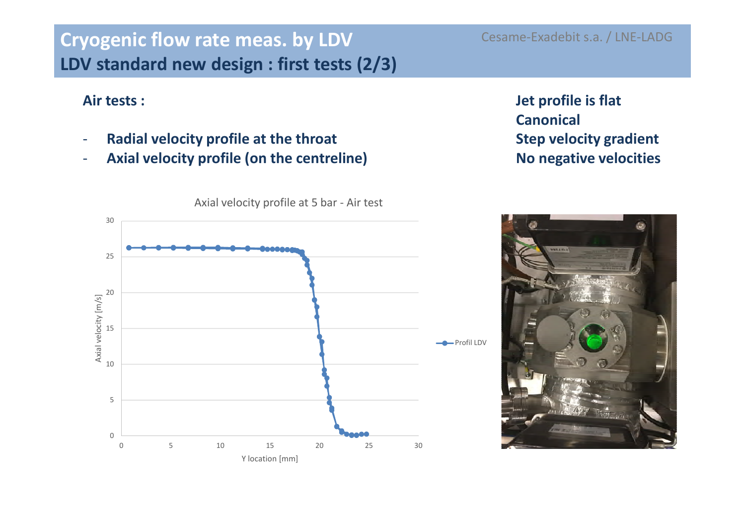# Cryogenic flow rate meas. by LDV

## LDV standard new design : first tests (2/3)

Cesame-Exadebit s.a. / LNE-LADG

**Air tests :**

- **Radial velocity profile at the throat**
- **Axial velocity profile (on the centreline)**

**Jet profile is flat**
**Canonical**
**Step velocity gradient**
**No negative velocities**

Axial velocity profile at 5 bar - Air test

Axial velocity [m/s] vs. Y location [mm]

Profil LDV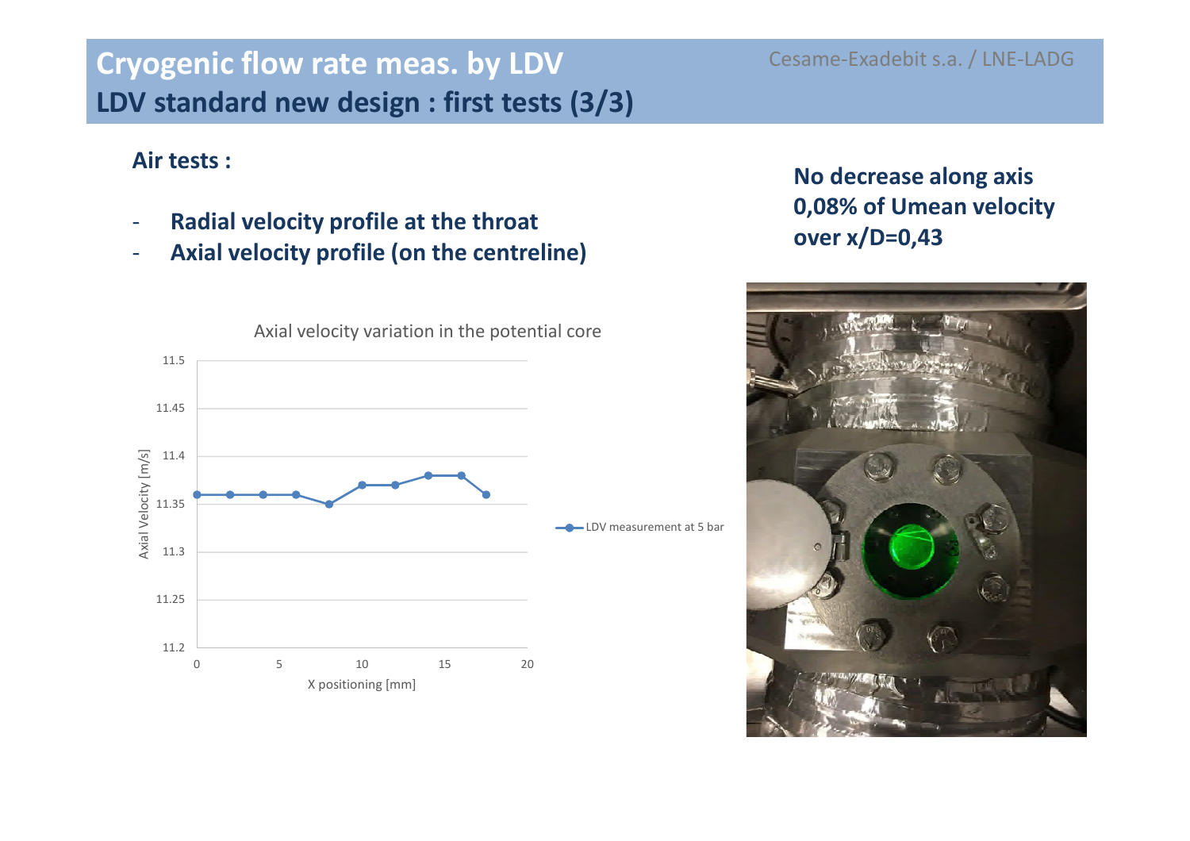# Cryogenic flow rate meas. by LDV

## LDV standard new design : first tests (3/3)

Cesame-Exadebit s.a. / LNE-LADG

**Air tests :**

- **Radial velocity profile at the throat**
- **Axial velocity profile (on the centreline)**

**No decrease along axis**
**0,08% of Umean velocity over x/D=0,43**

Axial velocity variation in the potential core

| X positioning [mm] | Axial Velocity [m/s] (LDV measurement at 5 bar) |
|---|---|
| 0 | 11.36 |
| 2 | 11.36 |
| 4 | 11.36 |
| 6 | 11.36 |
| 8 | 11.35 |
| 10 | 11.37 |
| 12 | 11.37 |
| 14 | 11.38 |
| 16 | 11.38 |
| 17.5 | 11.36 |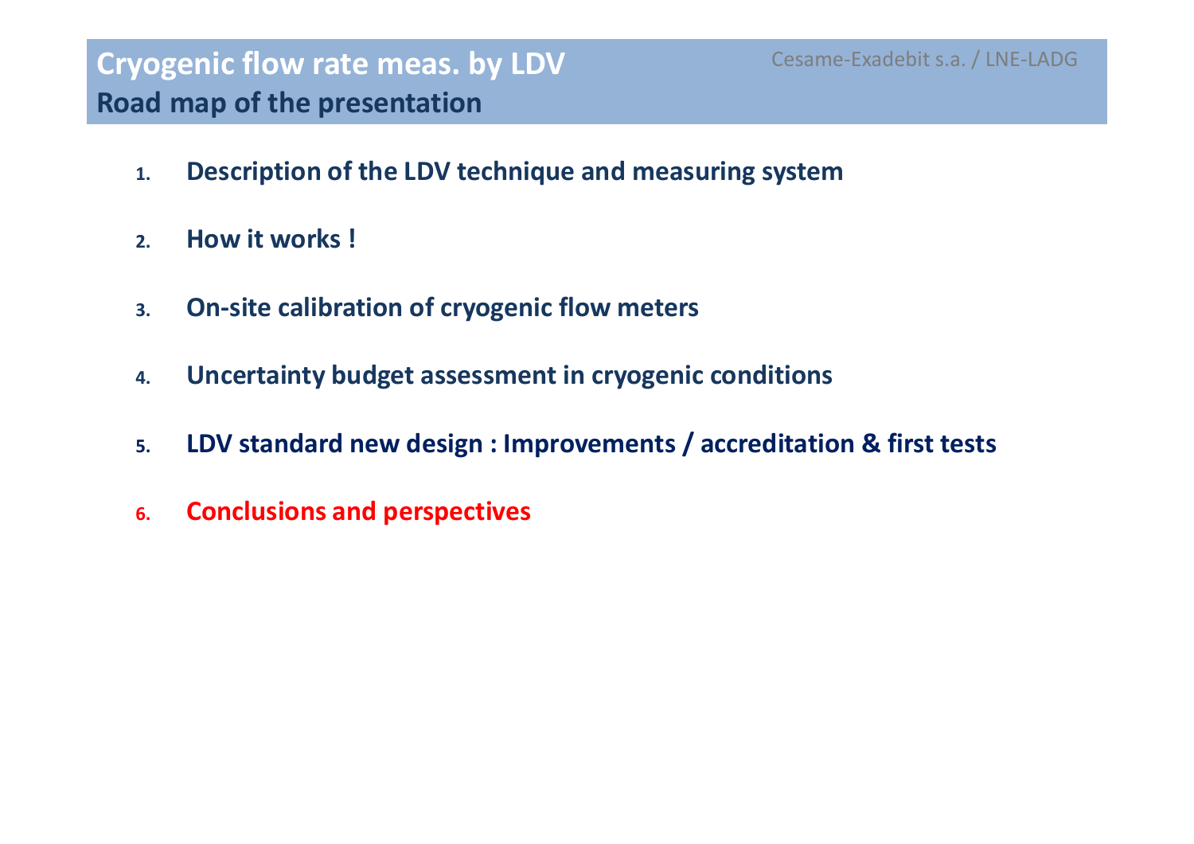# Cryogenic flow rate meas. by LDV

## Road map of the presentation

Cesame-Exadebit s.a. / LNE-LADG

1. **Description of the LDV technique and measuring system**
2. **How it works !**
3. **On-site calibration of cryogenic flow meters**
4. **Uncertainty budget assessment in cryogenic conditions**
5. **LDV standard new design : Improvements / accreditation & first tests**
6. **Conclusions and perspectives**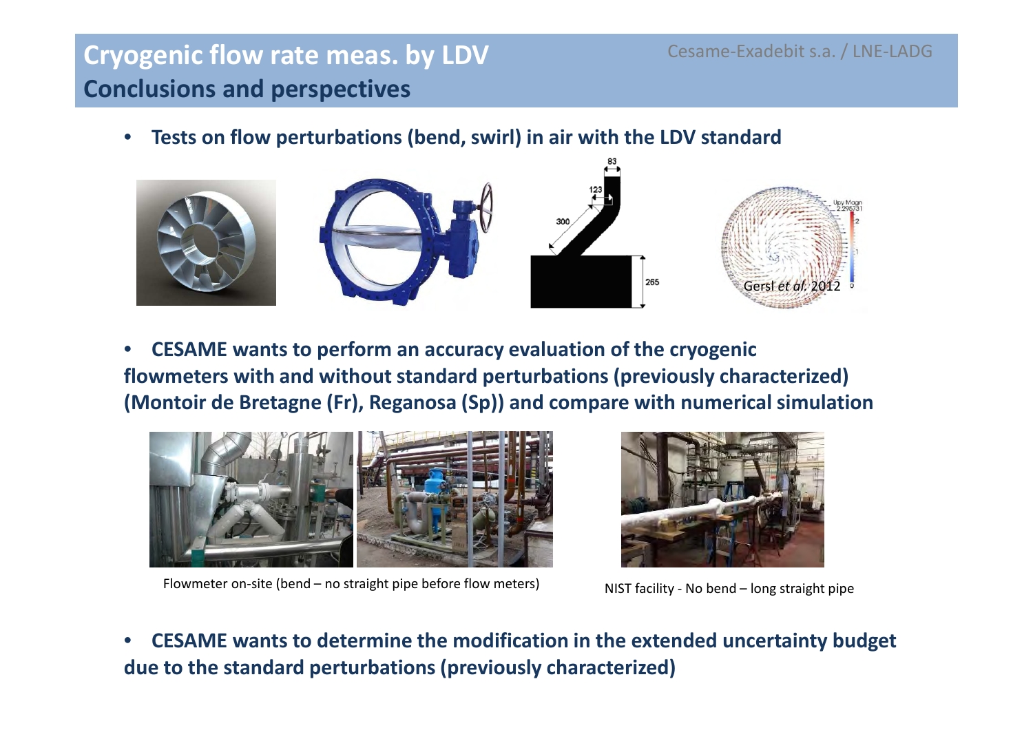# Cryogenic flow rate meas. by LDV
## Conclusions and perspectives

- **Tests on flow perturbations (bend, swirl) in air with the LDV standard**

Gersl *et al.* 2012

- **CESAME wants to perform an accuracy evaluation of the cryogenic flowmeters with and without standard perturbations (previously characterized) (Montoir de Bretagne (Fr), Reganosa (Sp)) and compare with numerical simulation**

Flowmeter on-site (bend – no straight pipe before flow meters)

NIST facility - No bend – long straight pipe

- **CESAME wants to determine the modification in the extended uncertainty budget due to the standard perturbations (previously characterized)**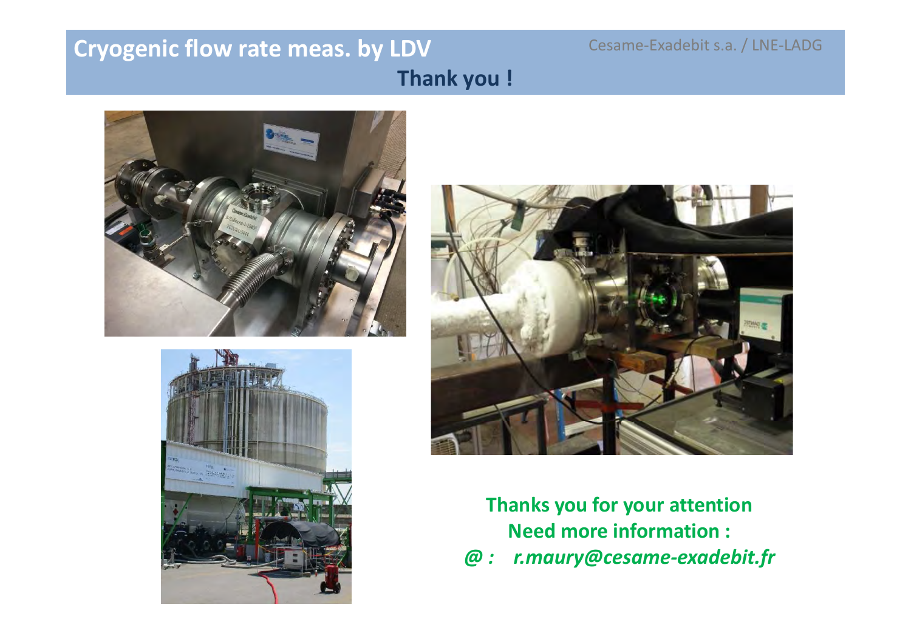## Cryogenic flow rate meas. by LDV

Cesame-Exadebit s.a. / LNE-LADG

### Thank you !

**Thanks you for your attention**
**Need more information :**
***@ : r.maury@cesame-exadebit.fr***